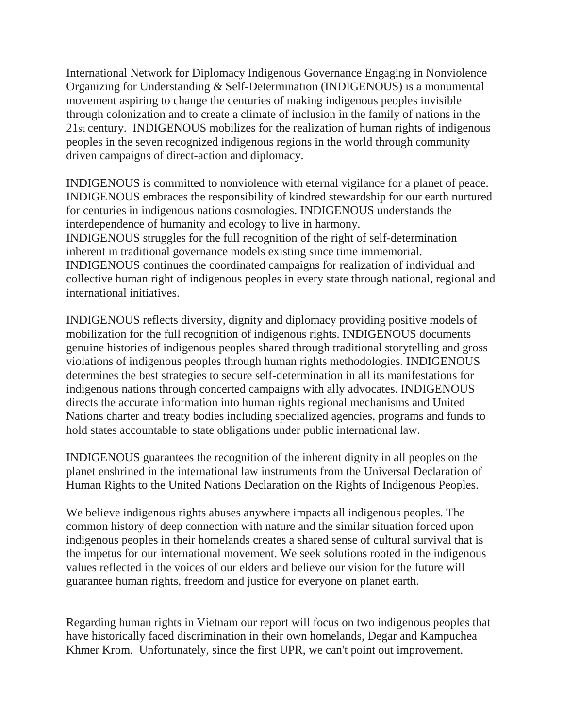International Network for Diplomacy Indigenous Governance Engaging in Nonviolence Organizing for Understanding & Self-Determination (INDIGENOUS) is a monumental movement aspiring to change the centuries of making indigenous peoples invisible through colonization and to create a climate of inclusion in the family of nations in the 21st century. INDIGENOUS mobilizes for the realization of human rights of indigenous peoples in the seven recognized indigenous regions in the world through community driven campaigns of direct-action and diplomacy.

INDIGENOUS is committed to nonviolence with eternal vigilance for a planet of peace. INDIGENOUS embraces the responsibility of kindred stewardship for our earth nurtured for centuries in indigenous nations cosmologies. INDIGENOUS understands the interdependence of humanity and ecology to live in harmony.
INDIGENOUS struggles for the full recognition of the right of self-determination inherent in traditional governance models existing since time immemorial.
INDIGENOUS continues the coordinated campaigns for realization of individual and collective human right of indigenous peoples in every state through national, regional and international initiatives.

INDIGENOUS reflects diversity, dignity and diplomacy providing positive models of mobilization for the full recognition of indigenous rights. INDIGENOUS documents genuine histories of indigenous peoples shared through traditional storytelling and gross violations of indigenous peoples through human rights methodologies. INDIGENOUS determines the best strategies to secure self-determination in all its manifestations for indigenous nations through concerted campaigns with ally advocates. INDIGENOUS directs the accurate information into human rights regional mechanisms and United Nations charter and treaty bodies including specialized agencies, programs and funds to hold states accountable to state obligations under public international law.

INDIGENOUS guarantees the recognition of the inherent dignity in all peoples on the planet enshrined in the international law instruments from the Universal Declaration of Human Rights to the United Nations Declaration on the Rights of Indigenous Peoples.

We believe indigenous rights abuses anywhere impacts all indigenous peoples. The common history of deep connection with nature and the similar situation forced upon indigenous peoples in their homelands creates a shared sense of cultural survival that is the impetus for our international movement. We seek solutions rooted in the indigenous values reflected in the voices of our elders and believe our vision for the future will guarantee human rights, freedom and justice for everyone on planet earth.

Regarding human rights in Vietnam our report will focus on two indigenous peoples that have historically faced discrimination in their own homelands, Degar and Kampuchea Khmer Krom. Unfortunately, since the first UPR, we can't point out improvement.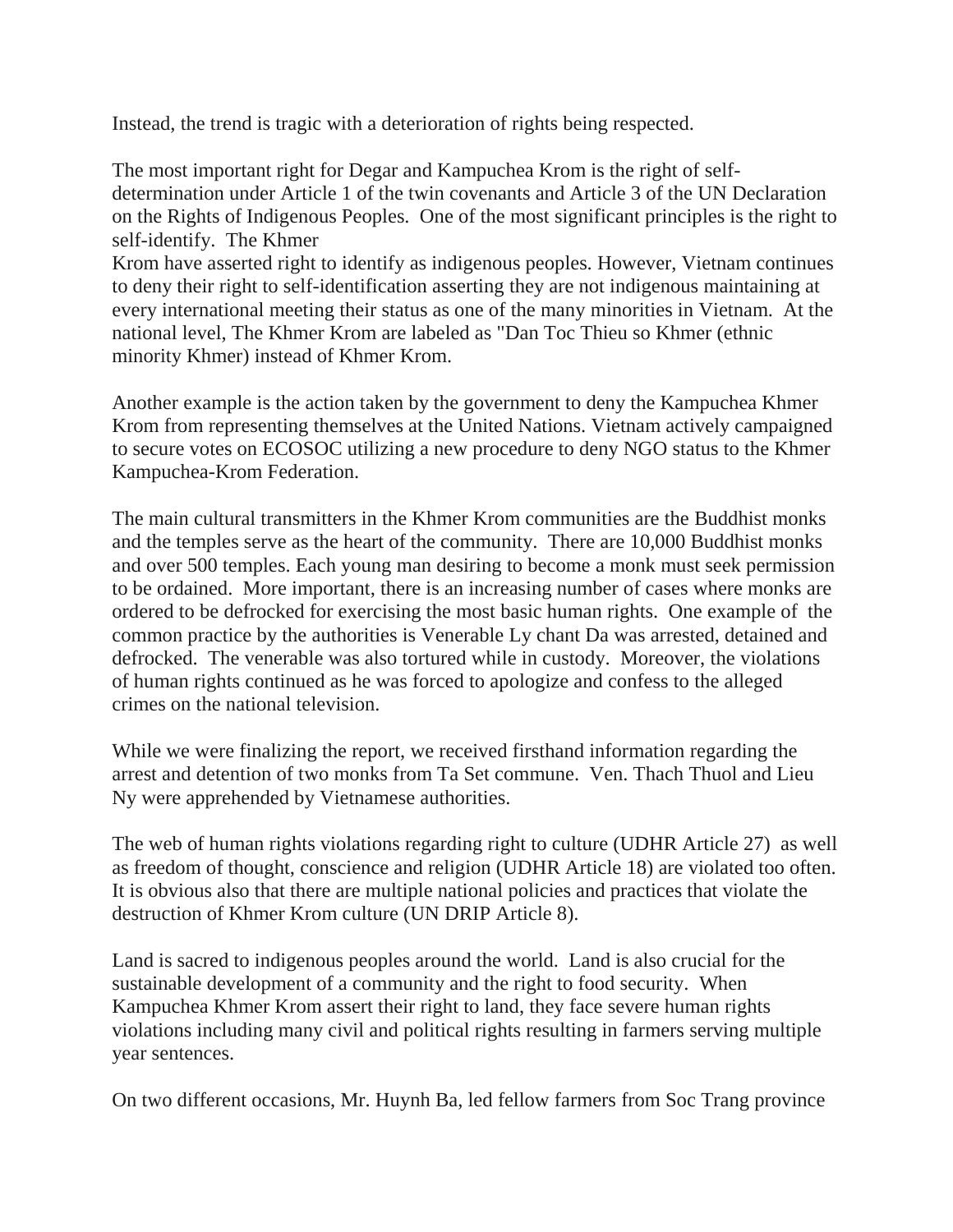Instead, the trend is tragic with a deterioration of rights being respected.

The most important right for Degar and Kampuchea Krom is the right of self-determination under Article 1 of the twin covenants and Article 3 of the UN Declaration on the Rights of Indigenous Peoples. One of the most significant principles is the right to self-identify. The Khmer Krom have asserted right to identify as indigenous peoples. However, Vietnam continues to deny their right to self-identification asserting they are not indigenous maintaining at every international meeting their status as one of the many minorities in Vietnam. At the national level, The Khmer Krom are labeled as "Dan Toc Thieu so Khmer (ethnic minority Khmer) instead of Khmer Krom.

Another example is the action taken by the government to deny the Kampuchea Khmer Krom from representing themselves at the United Nations. Vietnam actively campaigned to secure votes on ECOSOC utilizing a new procedure to deny NGO status to the Khmer Kampuchea-Krom Federation.

The main cultural transmitters in the Khmer Krom communities are the Buddhist monks and the temples serve as the heart of the community. There are 10,000 Buddhist monks and over 500 temples. Each young man desiring to become a monk must seek permission to be ordained. More important, there is an increasing number of cases where monks are ordered to be defrocked for exercising the most basic human rights. One example of the common practice by the authorities is Venerable Ly chant Da was arrested, detained and defrocked. The venerable was also tortured while in custody. Moreover, the violations of human rights continued as he was forced to apologize and confess to the alleged crimes on the national television.

While we were finalizing the report, we received firsthand information regarding the arrest and detention of two monks from Ta Set commune. Ven. Thach Thuol and Lieu Ny were apprehended by Vietnamese authorities.

The web of human rights violations regarding right to culture (UDHR Article 27) as well as freedom of thought, conscience and religion (UDHR Article 18) are violated too often. It is obvious also that there are multiple national policies and practices that violate the destruction of Khmer Krom culture (UN DRIP Article 8).

Land is sacred to indigenous peoples around the world. Land is also crucial for the sustainable development of a community and the right to food security. When Kampuchea Khmer Krom assert their right to land, they face severe human rights violations including many civil and political rights resulting in farmers serving multiple year sentences.

On two different occasions, Mr. Huynh Ba, led fellow farmers from Soc Trang province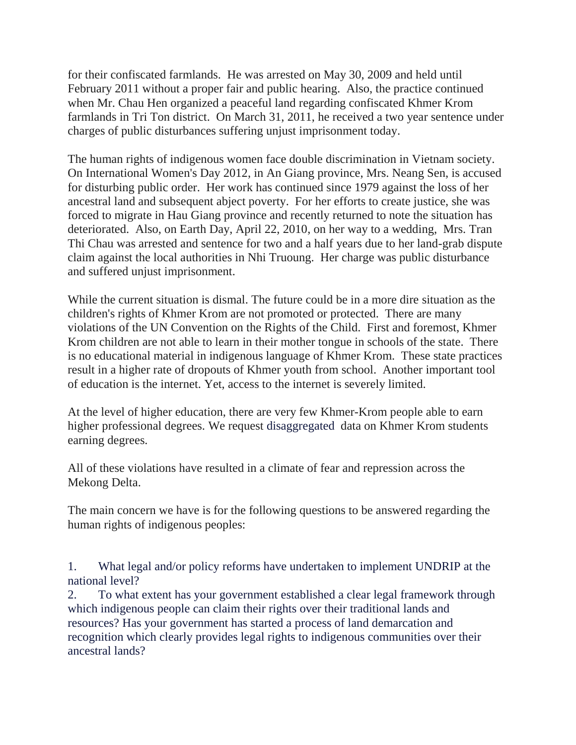for their confiscated farmlands. He was arrested on May 30, 2009 and held until February 2011 without a proper fair and public hearing. Also, the practice continued when Mr. Chau Hen organized a peaceful land regarding confiscated Khmer Krom farmlands in Tri Ton district. On March 31, 2011, he received a two year sentence under charges of public disturbances suffering unjust imprisonment today.

The human rights of indigenous women face double discrimination in Vietnam society. On International Women's Day 2012, in An Giang province, Mrs. Neang Sen, is accused for disturbing public order. Her work has continued since 1979 against the loss of her ancestral land and subsequent abject poverty. For her efforts to create justice, she was forced to migrate in Hau Giang province and recently returned to note the situation has deteriorated. Also, on Earth Day, April 22, 2010, on her way to a wedding, Mrs. Tran Thi Chau was arrested and sentence for two and a half years due to her land-grab dispute claim against the local authorities in Nhi Truoung. Her charge was public disturbance and suffered unjust imprisonment.

While the current situation is dismal. The future could be in a more dire situation as the children's rights of Khmer Krom are not promoted or protected. There are many violations of the UN Convention on the Rights of the Child. First and foremost, Khmer Krom children are not able to learn in their mother tongue in schools of the state. There is no educational material in indigenous language of Khmer Krom. These state practices result in a higher rate of dropouts of Khmer youth from school. Another important tool of education is the internet. Yet, access to the internet is severely limited.

At the level of higher education, there are very few Khmer-Krom people able to earn higher professional degrees. We request disaggregated data on Khmer Krom students earning degrees.

All of these violations have resulted in a climate of fear and repression across the Mekong Delta.

The main concern we have is for the following questions to be answered regarding the human rights of indigenous peoples:

1. What legal and/or policy reforms have undertaken to implement UNDRIP at the national level?
2. To what extent has your government established a clear legal framework through which indigenous people can claim their rights over their traditional lands and resources? Has your government has started a process of land demarcation and recognition which clearly provides legal rights to indigenous communities over their ancestral lands?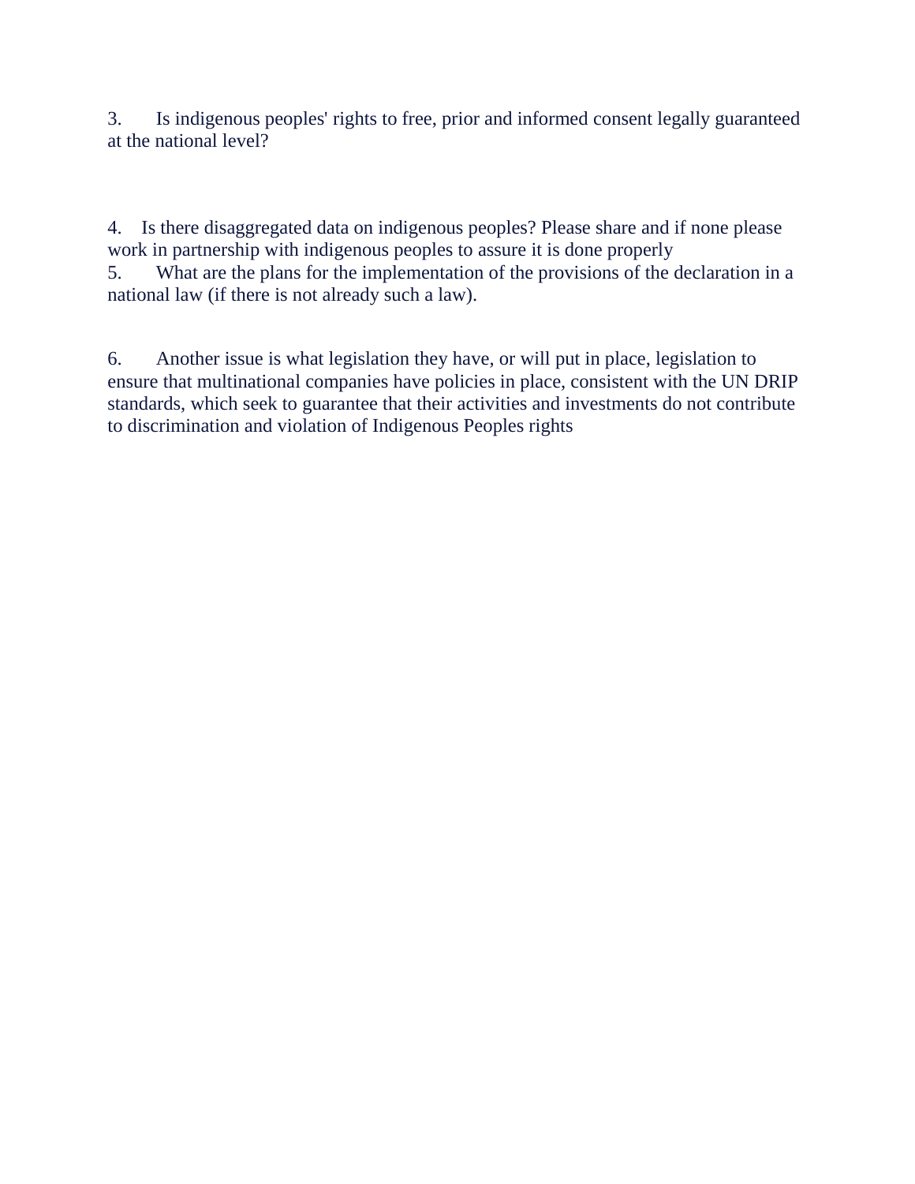3. Is indigenous peoples' rights to free, prior and informed consent legally guaranteed at the national level?

4. Is there disaggregated data on indigenous peoples? Please share and if none please work in partnership with indigenous peoples to assure it is done properly

5. What are the plans for the implementation of the provisions of the declaration in a national law (if there is not already such a law).

6. Another issue is what legislation they have, or will put in place, legislation to ensure that multinational companies have policies in place, consistent with the UN DRIP standards, which seek to guarantee that their activities and investments do not contribute to discrimination and violation of Indigenous Peoples rights